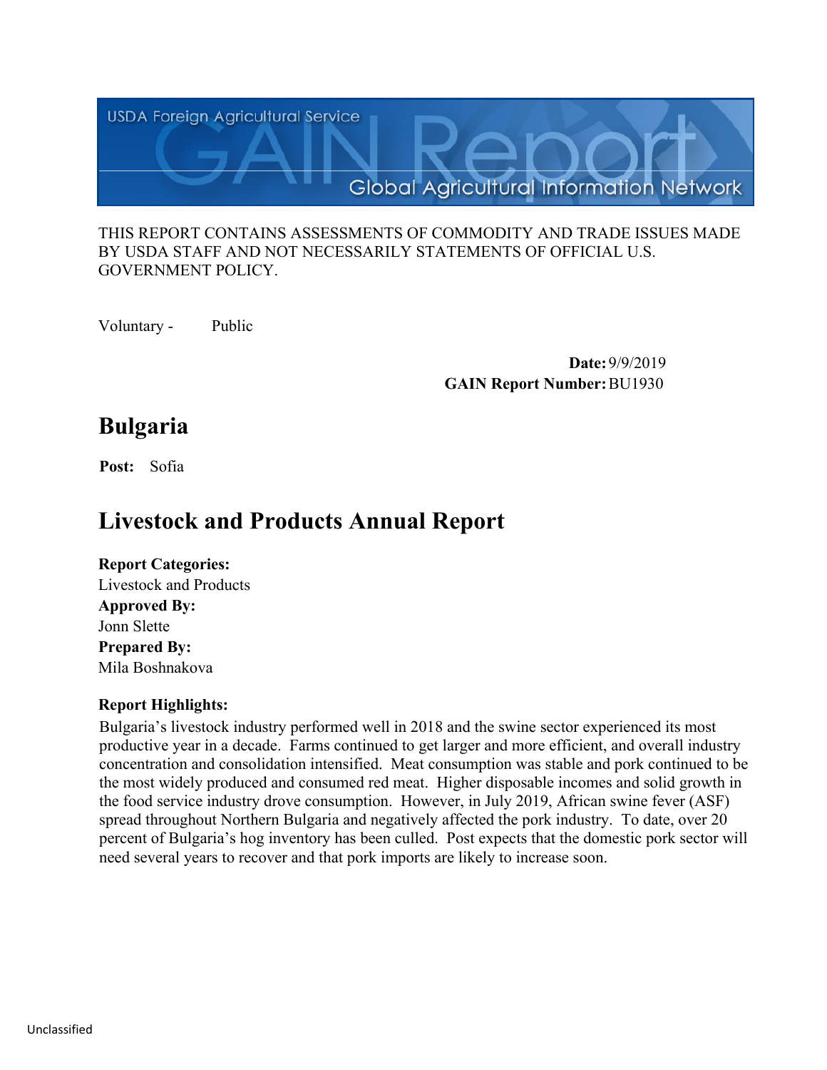THIS REPORT CONTAINS ASSESSMENTS OF COMMODITY AND TRADE ISSUES MADE BY USDA STAFF AND NOT NECESSARILY STATEMENTS OF OFFICIAL U.S. GOVERNMENT POLICY.

Voluntary - Public

**Date:** 9/9/2019
**GAIN Report Number:** BU1930

# Bulgaria

**Post:** Sofia

# Livestock and Products Annual Report

**Report Categories:**
Livestock and Products
**Approved By:**
Jonn Slette
**Prepared By:**
Mila Boshnakova

**Report Highlights:**
Bulgaria's livestock industry performed well in 2018 and the swine sector experienced its most productive year in a decade. Farms continued to get larger and more efficient, and overall industry concentration and consolidation intensified. Meat consumption was stable and pork continued to be the most widely produced and consumed red meat. Higher disposable incomes and solid growth in the food service industry drove consumption. However, in July 2019, African swine fever (ASF) spread throughout Northern Bulgaria and negatively affected the pork industry. To date, over 20 percent of Bulgaria's hog inventory has been culled. Post expects that the domestic pork sector will need several years to recover and that pork imports are likely to increase soon.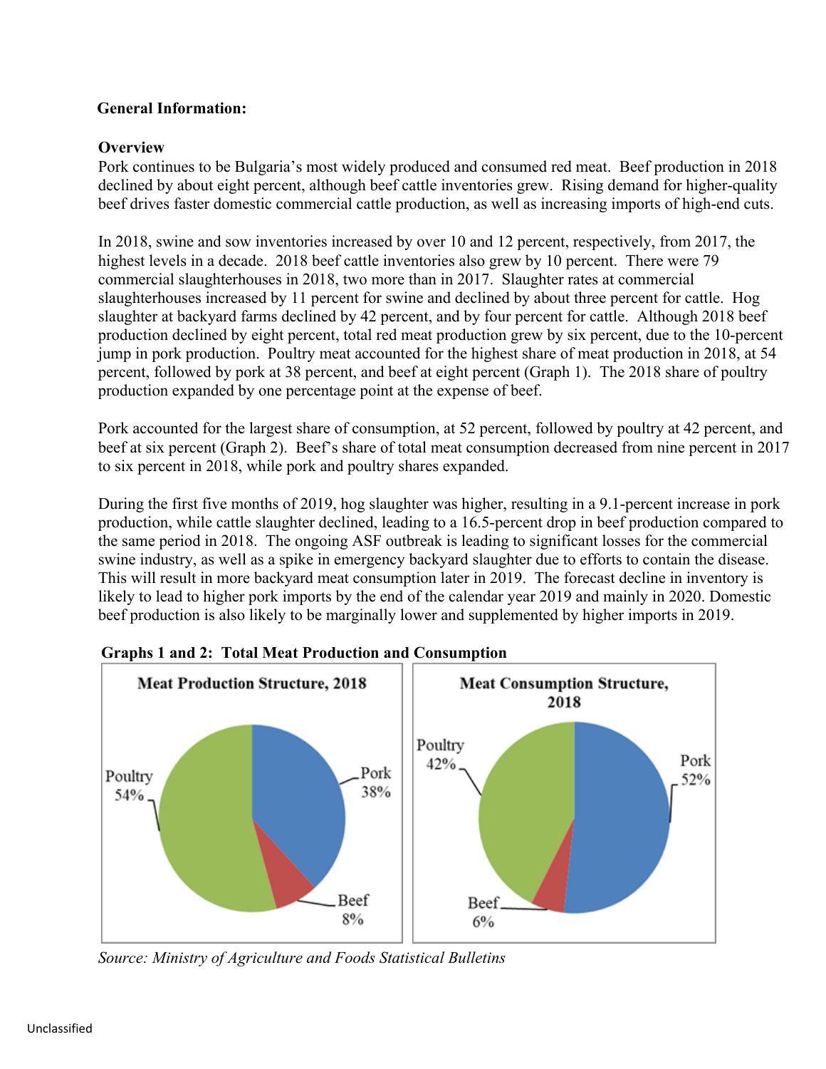**General Information:**

**Overview**

Pork continues to be Bulgaria's most widely produced and consumed red meat. Beef production in 2018 declined by about eight percent, although beef cattle inventories grew. Rising demand for higher-quality beef drives faster domestic commercial cattle production, as well as increasing imports of high-end cuts.

In 2018, swine and sow inventories increased by over 10 and 12 percent, respectively, from 2017, the highest levels in a decade. 2018 beef cattle inventories also grew by 10 percent. There were 79 commercial slaughterhouses in 2018, two more than in 2017. Slaughter rates at commercial slaughterhouses increased by 11 percent for swine and declined by about three percent for cattle. Hog slaughter at backyard farms declined by 42 percent, and by four percent for cattle. Although 2018 beef production declined by eight percent, total red meat production grew by six percent, due to the 10-percent jump in pork production. Poultry meat accounted for the highest share of meat production in 2018, at 54 percent, followed by pork at 38 percent, and beef at eight percent (Graph 1). The 2018 share of poultry production expanded by one percentage point at the expense of beef.

Pork accounted for the largest share of consumption, at 52 percent, followed by poultry at 42 percent, and beef at six percent (Graph 2). Beef's share of total meat consumption decreased from nine percent in 2017 to six percent in 2018, while pork and poultry shares expanded.

During the first five months of 2019, hog slaughter was higher, resulting in a 9.1-percent increase in pork production, while cattle slaughter declined, leading to a 16.5-percent drop in beef production compared to the same period in 2018. The ongoing ASF outbreak is leading to significant losses for the commercial swine industry, as well as a spike in emergency backyard slaughter due to efforts to contain the disease. This will result in more backyard meat consumption later in 2019. The forecast decline in inventory is likely to lead to higher pork imports by the end of the calendar year 2019 and mainly in 2020. Domestic beef production is also likely to be marginally lower and supplemented by higher imports in 2019.

**Graphs 1 and 2: Total Meat Production and Consumption**

**Meat Production Structure, 2018**

| Meat | Share |
|---|---|
| Poultry | 54% |
| Pork | 38% |
| Beef | 8% |

**Meat Consumption Structure, 2018**

| Meat | Share |
|---|---|
| Pork | 52% |
| Poultry | 42% |
| Beef | 6% |

*Source: Ministry of Agriculture and Foods Statistical Bulletins*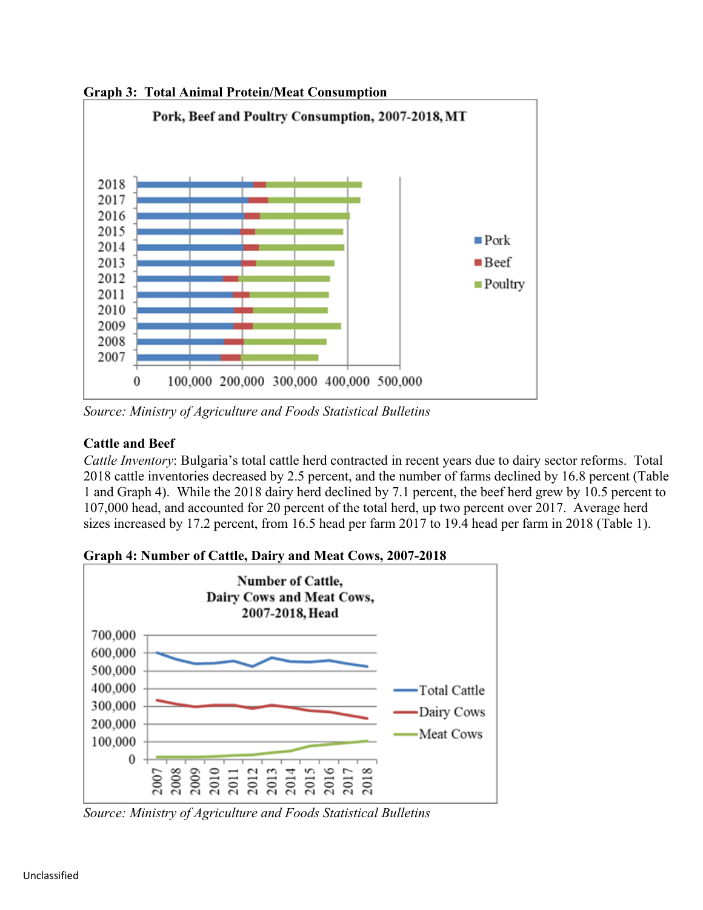**Graph 3: Total Animal Protein/Meat Consumption**

Source: *Ministry of Agriculture and Foods Statistical Bulletins*

**Cattle and Beef**

*Cattle Inventory*: Bulgaria's total cattle herd contracted in recent years due to dairy sector reforms. Total 2018 cattle inventories decreased by 2.5 percent, and the number of farms declined by 16.8 percent (Table 1 and Graph 4). While the 2018 dairy herd declined by 7.1 percent, the beef herd grew by 10.5 percent to 107,000 head, and accounted for 20 percent of the total herd, up two percent over 2017. Average herd sizes increased by 17.2 percent, from 16.5 head per farm 2017 to 19.4 head per farm in 2018 (Table 1).

**Graph 4: Number of Cattle, Dairy and Meat Cows, 2007-2018**

Source: *Ministry of Agriculture and Foods Statistical Bulletins*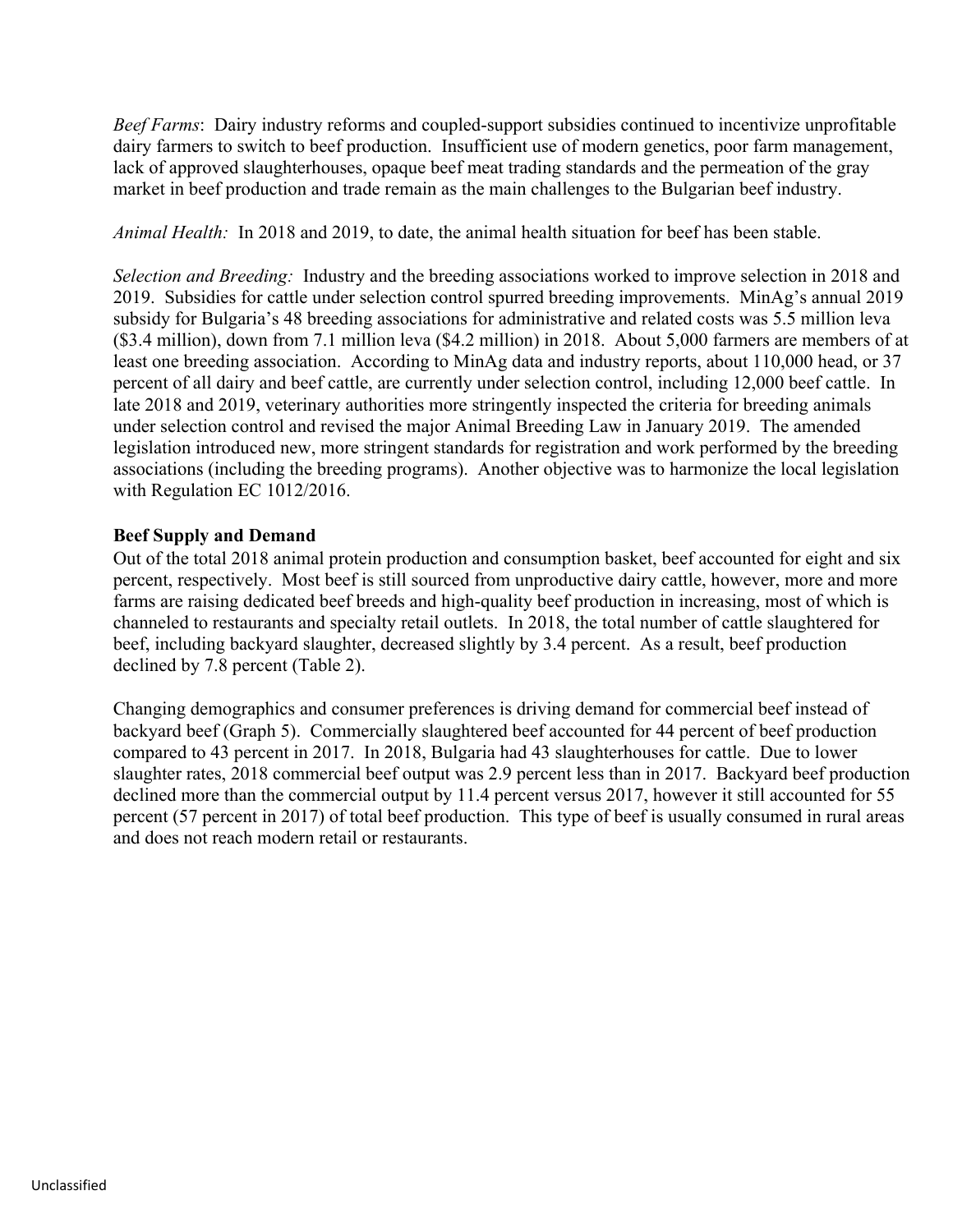*Beef Farms*: Dairy industry reforms and coupled-support subsidies continued to incentivize unprofitable dairy farmers to switch to beef production. Insufficient use of modern genetics, poor farm management, lack of approved slaughterhouses, opaque beef meat trading standards and the permeation of the gray market in beef production and trade remain as the main challenges to the Bulgarian beef industry.

*Animal Health:* In 2018 and 2019, to date, the animal health situation for beef has been stable.

*Selection and Breeding:* Industry and the breeding associations worked to improve selection in 2018 and 2019. Subsidies for cattle under selection control spurred breeding improvements. MinAg's annual 2019 subsidy for Bulgaria's 48 breeding associations for administrative and related costs was 5.5 million leva ($3.4 million), down from 7.1 million leva ($4.2 million) in 2018. About 5,000 farmers are members of at least one breeding association. According to MinAg data and industry reports, about 110,000 head, or 37 percent of all dairy and beef cattle, are currently under selection control, including 12,000 beef cattle. In late 2018 and 2019, veterinary authorities more stringently inspected the criteria for breeding animals under selection control and revised the major Animal Breeding Law in January 2019. The amended legislation introduced new, more stringent standards for registration and work performed by the breeding associations (including the breeding programs). Another objective was to harmonize the local legislation with Regulation EC 1012/2016.

**Beef Supply and Demand**

Out of the total 2018 animal protein production and consumption basket, beef accounted for eight and six percent, respectively. Most beef is still sourced from unproductive dairy cattle, however, more and more farms are raising dedicated beef breeds and high-quality beef production in increasing, most of which is channeled to restaurants and specialty retail outlets. In 2018, the total number of cattle slaughtered for beef, including backyard slaughter, decreased slightly by 3.4 percent. As a result, beef production declined by 7.8 percent (Table 2).

Changing demographics and consumer preferences is driving demand for commercial beef instead of backyard beef (Graph 5). Commercially slaughtered beef accounted for 44 percent of beef production compared to 43 percent in 2017. In 2018, Bulgaria had 43 slaughterhouses for cattle. Due to lower slaughter rates, 2018 commercial beef output was 2.9 percent less than in 2017. Backyard beef production declined more than the commercial output by 11.4 percent versus 2017, however it still accounted for 55 percent (57 percent in 2017) of total beef production. This type of beef is usually consumed in rural areas and does not reach modern retail or restaurants.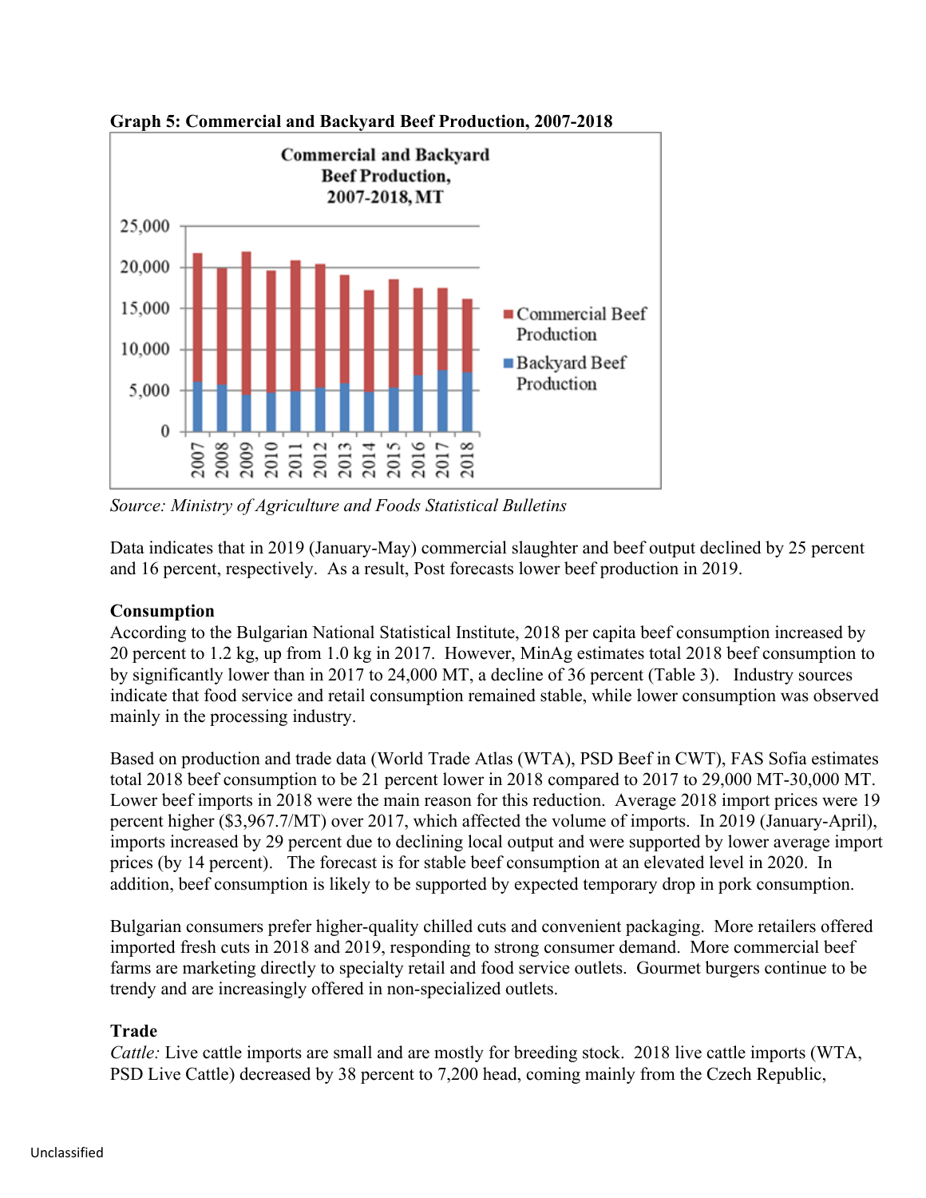**Graph 5: Commercial and Backyard Beef Production, 2007-2018**

*Source: Ministry of Agriculture and Foods Statistical Bulletins*

Data indicates that in 2019 (January-May) commercial slaughter and beef output declined by 25 percent and 16 percent, respectively. As a result, Post forecasts lower beef production in 2019.

**Consumption**

According to the Bulgarian National Statistical Institute, 2018 per capita beef consumption increased by 20 percent to 1.2 kg, up from 1.0 kg in 2017. However, MinAg estimates total 2018 beef consumption to by significantly lower than in 2017 to 24,000 MT, a decline of 36 percent (Table 3). Industry sources indicate that food service and retail consumption remained stable, while lower consumption was observed mainly in the processing industry.

Based on production and trade data (World Trade Atlas (WTA), PSD Beef in CWT), FAS Sofia estimates total 2018 beef consumption to be 21 percent lower in 2018 compared to 2017 to 29,000 MT-30,000 MT. Lower beef imports in 2018 were the main reason for this reduction. Average 2018 import prices were 19 percent higher ($3,967.7/MT) over 2017, which affected the volume of imports. In 2019 (January-April), imports increased by 29 percent due to declining local output and were supported by lower average import prices (by 14 percent). The forecast is for stable beef consumption at an elevated level in 2020. In addition, beef consumption is likely to be supported by expected temporary drop in pork consumption.

Bulgarian consumers prefer higher-quality chilled cuts and convenient packaging. More retailers offered imported fresh cuts in 2018 and 2019, responding to strong consumer demand. More commercial beef farms are marketing directly to specialty retail and food service outlets. Gourmet burgers continue to be trendy and are increasingly offered in non-specialized outlets.

**Trade**

*Cattle:* Live cattle imports are small and are mostly for breeding stock. 2018 live cattle imports (WTA, PSD Live Cattle) decreased by 38 percent to 7,200 head, coming mainly from the Czech Republic,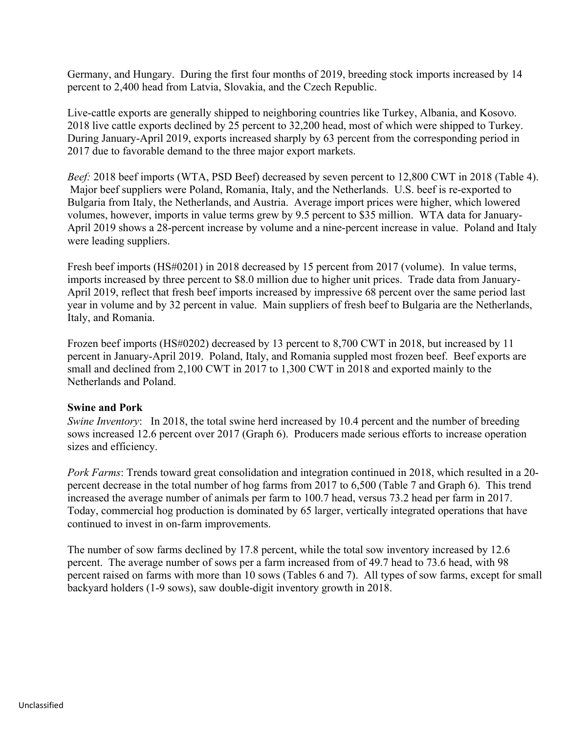Germany, and Hungary. During the first four months of 2019, breeding stock imports increased by 14 percent to 2,400 head from Latvia, Slovakia, and the Czech Republic.

Live-cattle exports are generally shipped to neighboring countries like Turkey, Albania, and Kosovo. 2018 live cattle exports declined by 25 percent to 32,200 head, most of which were shipped to Turkey. During January-April 2019, exports increased sharply by 63 percent from the corresponding period in 2017 due to favorable demand to the three major export markets.

*Beef:* 2018 beef imports (WTA, PSD Beef) decreased by seven percent to 12,800 CWT in 2018 (Table 4). Major beef suppliers were Poland, Romania, Italy, and the Netherlands. U.S. beef is re-exported to Bulgaria from Italy, the Netherlands, and Austria. Average import prices were higher, which lowered volumes, however, imports in value terms grew by 9.5 percent to $35 million. WTA data for January-April 2019 shows a 28-percent increase by volume and a nine-percent increase in value. Poland and Italy were leading suppliers.

Fresh beef imports (HS#0201) in 2018 decreased by 15 percent from 2017 (volume). In value terms, imports increased by three percent to $8.0 million due to higher unit prices. Trade data from January-April 2019, reflect that fresh beef imports increased by impressive 68 percent over the same period last year in volume and by 32 percent in value. Main suppliers of fresh beef to Bulgaria are the Netherlands, Italy, and Romania.

Frozen beef imports (HS#0202) decreased by 13 percent to 8,700 CWT in 2018, but increased by 11 percent in January-April 2019. Poland, Italy, and Romania suppled most frozen beef. Beef exports are small and declined from 2,100 CWT in 2017 to 1,300 CWT in 2018 and exported mainly to the Netherlands and Poland.

**Swine and Pork**

*Swine Inventory*: In 2018, the total swine herd increased by 10.4 percent and the number of breeding sows increased 12.6 percent over 2017 (Graph 6). Producers made serious efforts to increase operation sizes and efficiency.

*Pork Farms*: Trends toward great consolidation and integration continued in 2018, which resulted in a 20-percent decrease in the total number of hog farms from 2017 to 6,500 (Table 7 and Graph 6). This trend increased the average number of animals per farm to 100.7 head, versus 73.2 head per farm in 2017. Today, commercial hog production is dominated by 65 larger, vertically integrated operations that have continued to invest in on-farm improvements.

The number of sow farms declined by 17.8 percent, while the total sow inventory increased by 12.6 percent. The average number of sows per a farm increased from of 49.7 head to 73.6 head, with 98 percent raised on farms with more than 10 sows (Tables 6 and 7). All types of sow farms, except for small backyard holders (1-9 sows), saw double-digit inventory growth in 2018.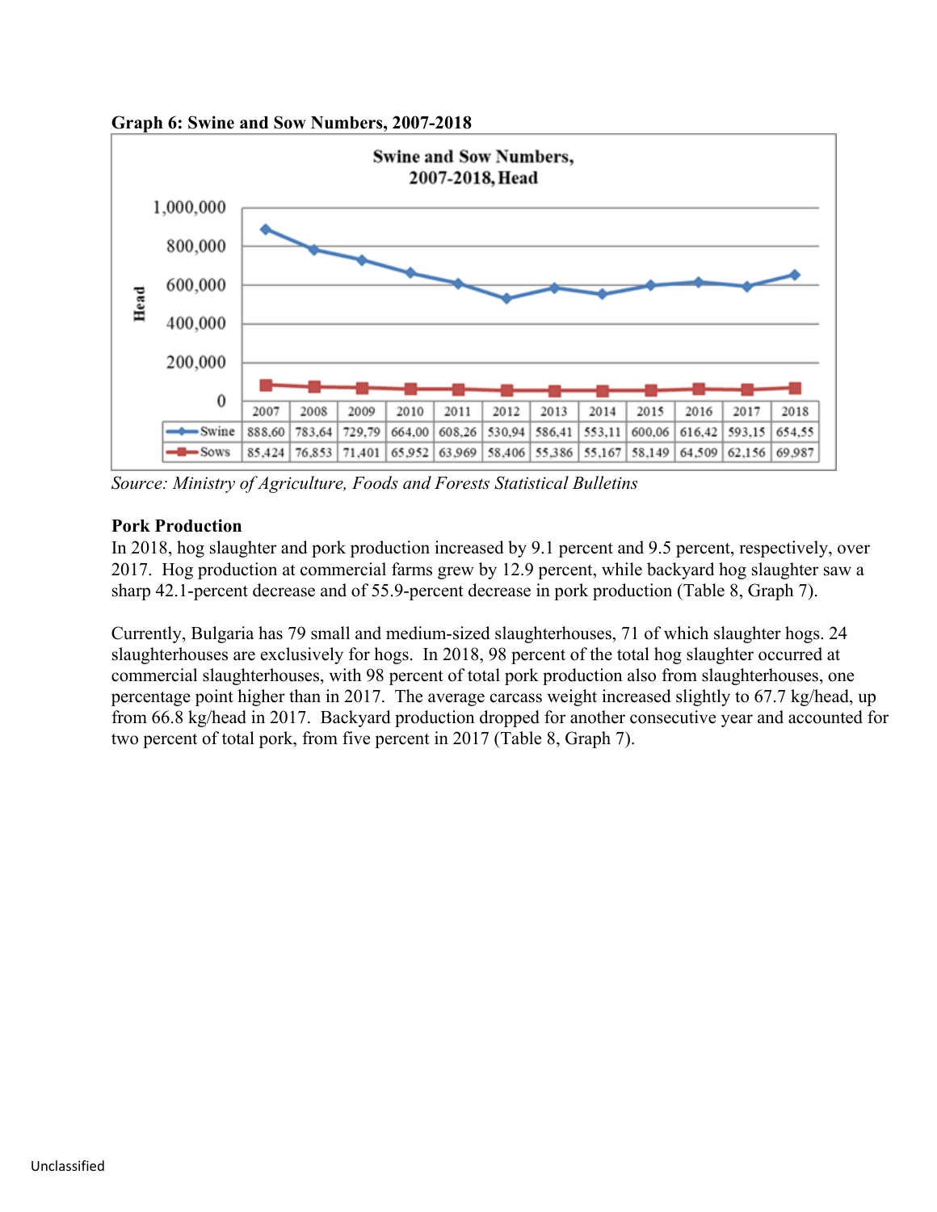**Graph 6: Swine and Sow Numbers, 2007-2018**

Swine and Sow Numbers, 2007-2018, Head

| | 2007 | 2008 | 2009 | 2010 | 2011 | 2012 | 2013 | 2014 | 2015 | 2016 | 2017 | 2018 |
|---|---|---|---|---|---|---|---|---|---|---|---|---|
| Swine | 888,60 | 783,64 | 729,79 | 664,00 | 608,26 | 530,94 | 586,41 | 553,11 | 600,06 | 616,42 | 593,15 | 654,55 |
| Sows | 85,424 | 76,853 | 71,401 | 65,952 | 63,969 | 58,406 | 55,386 | 55,167 | 58,149 | 64,509 | 62,156 | 69,987 |

*Source: Ministry of Agriculture, Foods and Forests Statistical Bulletins*

**Pork Production**

In 2018, hog slaughter and pork production increased by 9.1 percent and 9.5 percent, respectively, over 2017. Hog production at commercial farms grew by 12.9 percent, while backyard hog slaughter saw a sharp 42.1-percent decrease and of 55.9-percent decrease in pork production (Table 8, Graph 7).

Currently, Bulgaria has 79 small and medium-sized slaughterhouses, 71 of which slaughter hogs. 24 slaughterhouses are exclusively for hogs. In 2018, 98 percent of the total hog slaughter occurred at commercial slaughterhouses, with 98 percent of total pork production also from slaughterhouses, one percentage point higher than in 2017. The average carcass weight increased slightly to 67.7 kg/head, up from 66.8 kg/head in 2017. Backyard production dropped for another consecutive year and accounted for two percent of total pork, from five percent in 2017 (Table 8, Graph 7).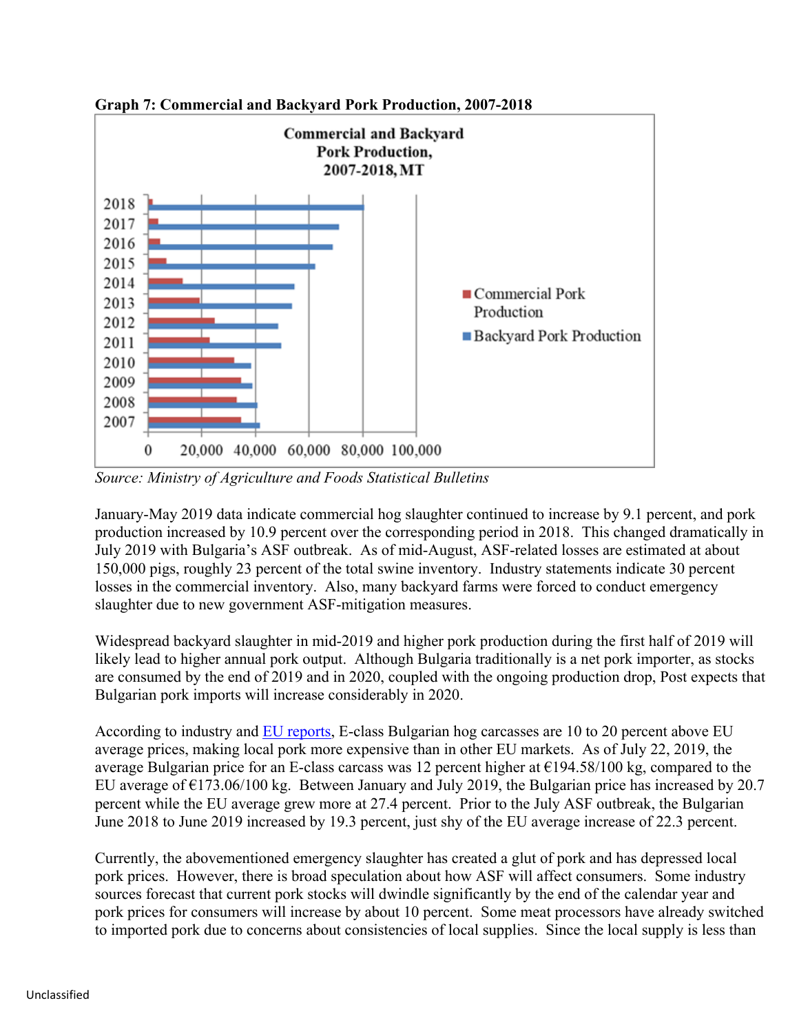**Graph 7: Commercial and Backyard Pork Production, 2007-2018**

*Source: Ministry of Agriculture and Foods Statistical Bulletins*

January-May 2019 data indicate commercial hog slaughter continued to increase by 9.1 percent, and pork production increased by 10.9 percent over the corresponding period in 2018. This changed dramatically in July 2019 with Bulgaria's ASF outbreak. As of mid-August, ASF-related losses are estimated at about 150,000 pigs, roughly 23 percent of the total swine inventory. Industry statements indicate 30 percent losses in the commercial inventory. Also, many backyard farms were forced to conduct emergency slaughter due to new government ASF-mitigation measures.

Widespread backyard slaughter in mid-2019 and higher pork production during the first half of 2019 will likely lead to higher annual pork output. Although Bulgaria traditionally is a net pork importer, as stocks are consumed by the end of 2019 and in 2020, coupled with the ongoing production drop, Post expects that Bulgarian pork imports will increase considerably in 2020.

According to industry and EU reports, E-class Bulgarian hog carcasses are 10 to 20 percent above EU average prices, making local pork more expensive than in other EU markets. As of July 22, 2019, the average Bulgarian price for an E-class carcass was 12 percent higher at €194.58/100 kg, compared to the EU average of €173.06/100 kg. Between January and July 2019, the Bulgarian price has increased by 20.7 percent while the EU average grew more at 27.4 percent. Prior to the July ASF outbreak, the Bulgarian June 2018 to June 2019 increased by 19.3 percent, just shy of the EU average increase of 22.3 percent.

Currently, the abovementioned emergency slaughter has created a glut of pork and has depressed local pork prices. However, there is broad speculation about how ASF will affect consumers. Some industry sources forecast that current pork stocks will dwindle significantly by the end of the calendar year and pork prices for consumers will increase by about 10 percent. Some meat processors have already switched to imported pork due to concerns about consistencies of local supplies. Since the local supply is less than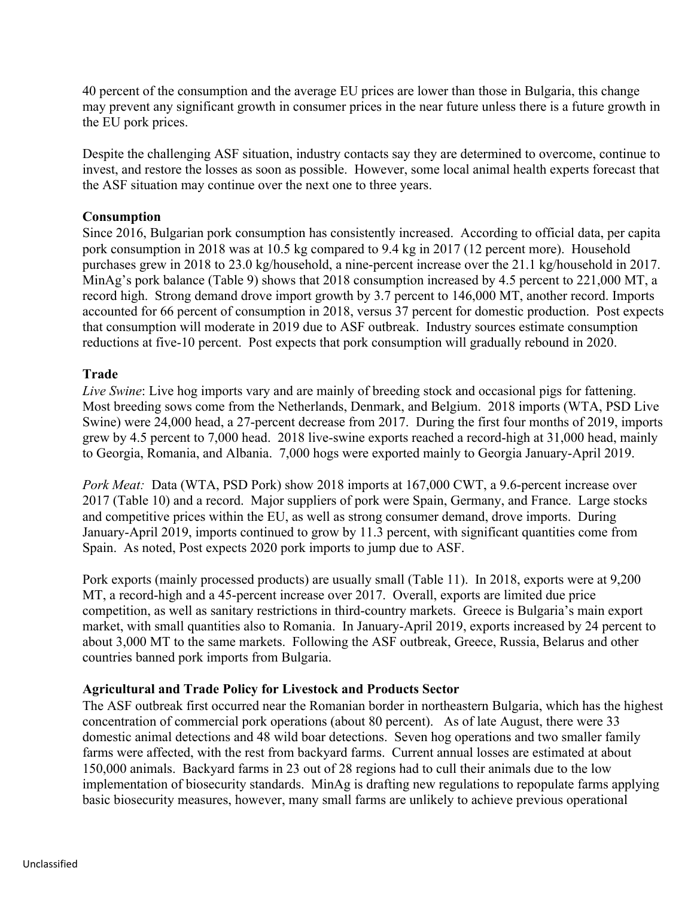40 percent of the consumption and the average EU prices are lower than those in Bulgaria, this change may prevent any significant growth in consumer prices in the near future unless there is a future growth in the EU pork prices.

Despite the challenging ASF situation, industry contacts say they are determined to overcome, continue to invest, and restore the losses as soon as possible. However, some local animal health experts forecast that the ASF situation may continue over the next one to three years.

**Consumption**

Since 2016, Bulgarian pork consumption has consistently increased. According to official data, per capita pork consumption in 2018 was at 10.5 kg compared to 9.4 kg in 2017 (12 percent more). Household purchases grew in 2018 to 23.0 kg/household, a nine-percent increase over the 21.1 kg/household in 2017. MinAg's pork balance (Table 9) shows that 2018 consumption increased by 4.5 percent to 221,000 MT, a record high. Strong demand drove import growth by 3.7 percent to 146,000 MT, another record. Imports accounted for 66 percent of consumption in 2018, versus 37 percent for domestic production. Post expects that consumption will moderate in 2019 due to ASF outbreak. Industry sources estimate consumption reductions at five-10 percent. Post expects that pork consumption will gradually rebound in 2020.

**Trade**

*Live Swine*: Live hog imports vary and are mainly of breeding stock and occasional pigs for fattening. Most breeding sows come from the Netherlands, Denmark, and Belgium. 2018 imports (WTA, PSD Live Swine) were 24,000 head, a 27-percent decrease from 2017. During the first four months of 2019, imports grew by 4.5 percent to 7,000 head. 2018 live-swine exports reached a record-high at 31,000 head, mainly to Georgia, Romania, and Albania. 7,000 hogs were exported mainly to Georgia January-April 2019.

*Pork Meat:* Data (WTA, PSD Pork) show 2018 imports at 167,000 CWT, a 9.6-percent increase over 2017 (Table 10) and a record. Major suppliers of pork were Spain, Germany, and France. Large stocks and competitive prices within the EU, as well as strong consumer demand, drove imports. During January-April 2019, imports continued to grow by 11.3 percent, with significant quantities come from Spain. As noted, Post expects 2020 pork imports to jump due to ASF.

Pork exports (mainly processed products) are usually small (Table 11). In 2018, exports were at 9,200 MT, a record-high and a 45-percent increase over 2017. Overall, exports are limited due price competition, as well as sanitary restrictions in third-country markets. Greece is Bulgaria's main export market, with small quantities also to Romania. In January-April 2019, exports increased by 24 percent to about 3,000 MT to the same markets. Following the ASF outbreak, Greece, Russia, Belarus and other countries banned pork imports from Bulgaria.

**Agricultural and Trade Policy for Livestock and Products Sector**

The ASF outbreak first occurred near the Romanian border in northeastern Bulgaria, which has the highest concentration of commercial pork operations (about 80 percent). As of late August, there were 33 domestic animal detections and 48 wild boar detections. Seven hog operations and two smaller family farms were affected, with the rest from backyard farms. Current annual losses are estimated at about 150,000 animals. Backyard farms in 23 out of 28 regions had to cull their animals due to the low implementation of biosecurity standards. MinAg is drafting new regulations to repopulate farms applying basic biosecurity measures, however, many small farms are unlikely to achieve previous operational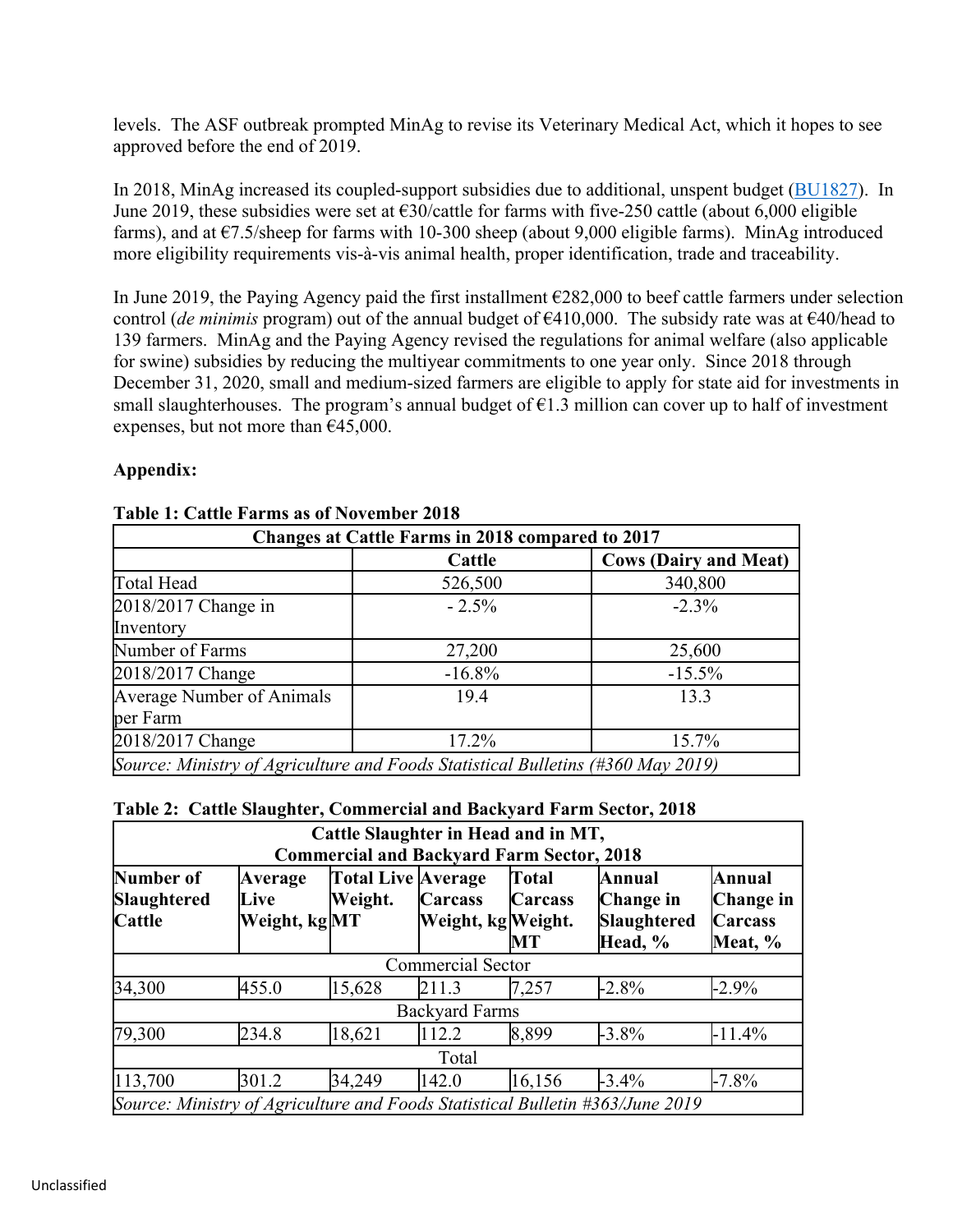levels. The ASF outbreak prompted MinAg to revise its Veterinary Medical Act, which it hopes to see approved before the end of 2019.

In 2018, MinAg increased its coupled-support subsidies due to additional, unspent budget (BU1827). In June 2019, these subsidies were set at €30/cattle for farms with five-250 cattle (about 6,000 eligible farms), and at €7.5/sheep for farms with 10-300 sheep (about 9,000 eligible farms). MinAg introduced more eligibility requirements vis-à-vis animal health, proper identification, trade and traceability.

In June 2019, the Paying Agency paid the first installment €282,000 to beef cattle farmers under selection control (*de minimis* program) out of the annual budget of €410,000. The subsidy rate was at €40/head to 139 farmers. MinAg and the Paying Agency revised the regulations for animal welfare (also applicable for swine) subsidies by reducing the multiyear commitments to one year only. Since 2018 through December 31, 2020, small and medium-sized farmers are eligible to apply for state aid for investments in small slaughterhouses. The program's annual budget of €1.3 million can cover up to half of investment expenses, but not more than €45,000.

**Appendix:**

**Table 1: Cattle Farms as of November 2018**

| Changes at Cattle Farms in 2018 compared to 2017 | | |
|---|---|---|
| | **Cattle** | **Cows (Dairy and Meat)** |
| Total Head | 526,500 | 340,800 |
| 2018/2017 Change in Inventory | - 2.5% | -2.3% |
| Number of Farms | 27,200 | 25,600 |
| 2018/2017 Change | -16.8% | -15.5% |
| Average Number of Animals per Farm | 19.4 | 13.3 |
| 2018/2017 Change | 17.2% | 15.7% |
| *Source: Ministry of Agriculture and Foods Statistical Bulletins (#360 May 2019)* | | |

**Table 2: Cattle Slaughter, Commercial and Backyard Farm Sector, 2018**

| Cattle Slaughter in Head and in MT, Commercial and Backyard Farm Sector, 2018 | | | | | | |
|---|---|---|---|---|---|---|
| **Number of Slaughtered Cattle** | **Average Live Weight, kg** | **Total Live Weight. MT** | **Average Carcass Weight, kg** | **Total Carcass Weight. MT** | **Annual Change in Slaughtered Head, %** | **Annual Change in Carcass Meat, %** |
| Commercial Sector | | | | | | |
| 34,300 | 455.0 | 15,628 | 211.3 | 7,257 | -2.8% | -2.9% |
| Backyard Farms | | | | | | |
| 79,300 | 234.8 | 18,621 | 112.2 | 8,899 | -3.8% | -11.4% |
| Total | | | | | | |
| 113,700 | 301.2 | 34,249 | 142.0 | 16,156 | -3.4% | -7.8% |
| *Source: Ministry of Agriculture and Foods Statistical Bulletin #363/June 2019* | | | | | | |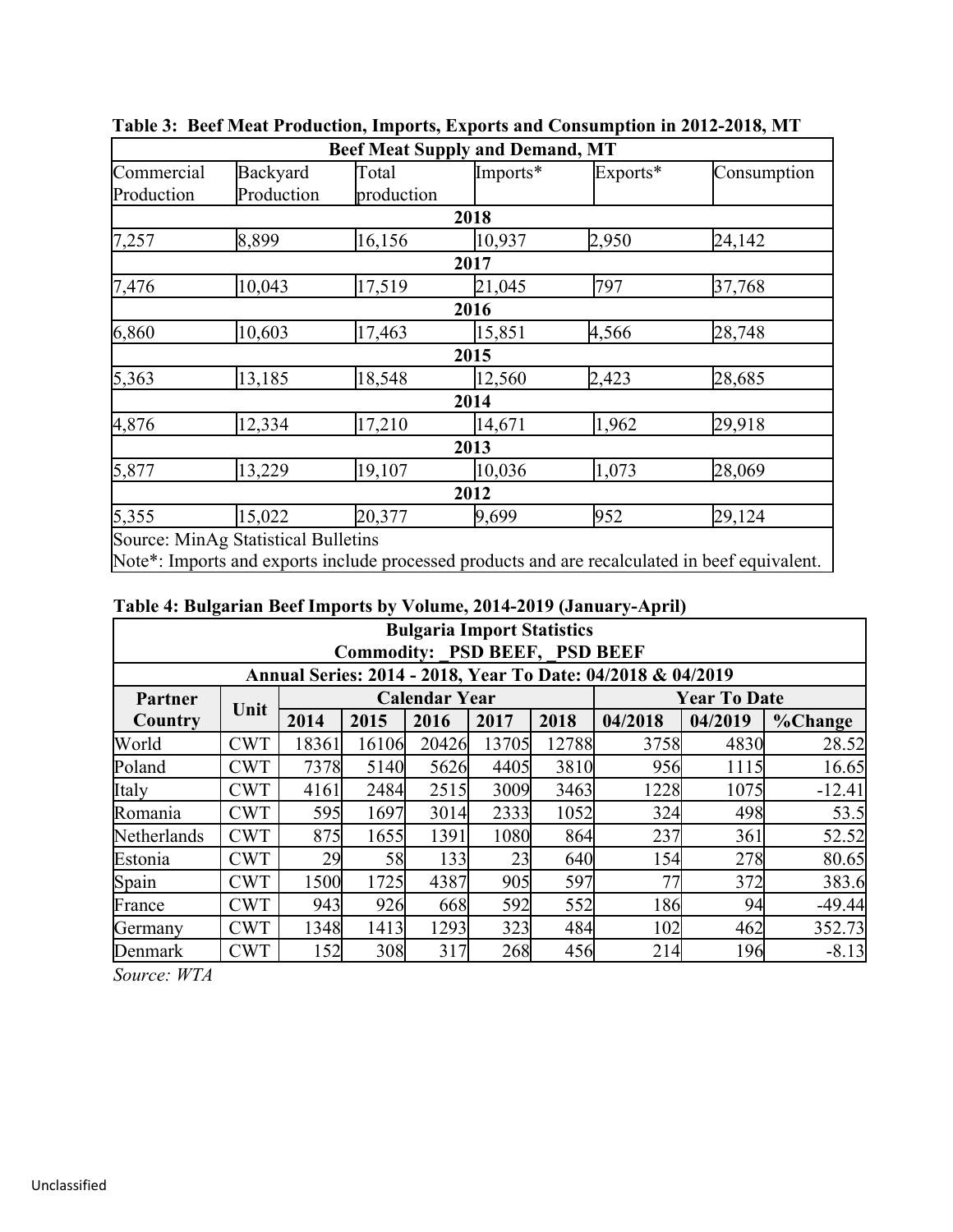**Table 3: Beef Meat Production, Imports, Exports and Consumption in 2012-2018, MT**

| Beef Meat Supply and Demand, MT | | | | | |
|---|---|---|---|---|---|
| Commercial Production | Backyard Production | Total production | Imports* | Exports* | Consumption |
| **2018** | | | | | |
| 7,257 | 8,899 | 16,156 | 10,937 | 2,950 | 24,142 |
| **2017** | | | | | |
| 7,476 | 10,043 | 17,519 | 21,045 | 797 | 37,768 |
| **2016** | | | | | |
| 6,860 | 10,603 | 17,463 | 15,851 | 4,566 | 28,748 |
| **2015** | | | | | |
| 5,363 | 13,185 | 18,548 | 12,560 | 2,423 | 28,685 |
| **2014** | | | | | |
| 4,876 | 12,334 | 17,210 | 14,671 | 1,962 | 29,918 |
| **2013** | | | | | |
| 5,877 | 13,229 | 19,107 | 10,036 | 1,073 | 28,069 |
| **2012** | | | | | |
| 5,355 | 15,022 | 20,377 | 9,699 | 952 | 29,124 |

Source: MinAg Statistical Bulletins

Note*: Imports and exports include processed products and are recalculated in beef equivalent.

**Table 4: Bulgarian Beef Imports by Volume, 2014-2019 (January-April)**

| Bulgaria Import Statistics<br>Commodity: _PSD BEEF, _PSD BEEF<br>Annual Series: 2014 - 2018, Year To Date: 04/2018 & 04/2019 | | | | | | | | | |
|---|---|---|---|---|---|---|---|---|---|
| **Partner Country** | **Unit** | **Calendar Year** | | | | | **Year To Date** | | |
| | | **2014** | **2015** | **2016** | **2017** | **2018** | **04/2018** | **04/2019** | **%Change** |
| World | CWT | 18361 | 16106 | 20426 | 13705 | 12788 | 3758 | 4830 | 28.52 |
| Poland | CWT | 7378 | 5140 | 5626 | 4405 | 3810 | 956 | 1115 | 16.65 |
| Italy | CWT | 4161 | 2484 | 2515 | 3009 | 3463 | 1228 | 1075 | -12.41 |
| Romania | CWT | 595 | 1697 | 3014 | 2333 | 1052 | 324 | 498 | 53.5 |
| Netherlands | CWT | 875 | 1655 | 1391 | 1080 | 864 | 237 | 361 | 52.52 |
| Estonia | CWT | 29 | 58 | 133 | 23 | 640 | 154 | 278 | 80.65 |
| Spain | CWT | 1500 | 1725 | 4387 | 905 | 597 | 77 | 372 | 383.6 |
| France | CWT | 943 | 926 | 668 | 592 | 552 | 186 | 94 | -49.44 |
| Germany | CWT | 1348 | 1413 | 1293 | 323 | 484 | 102 | 462 | 352.73 |
| Denmark | CWT | 152 | 308 | 317 | 268 | 456 | 214 | 196 | -8.13 |

*Source: WTA*

Unclassified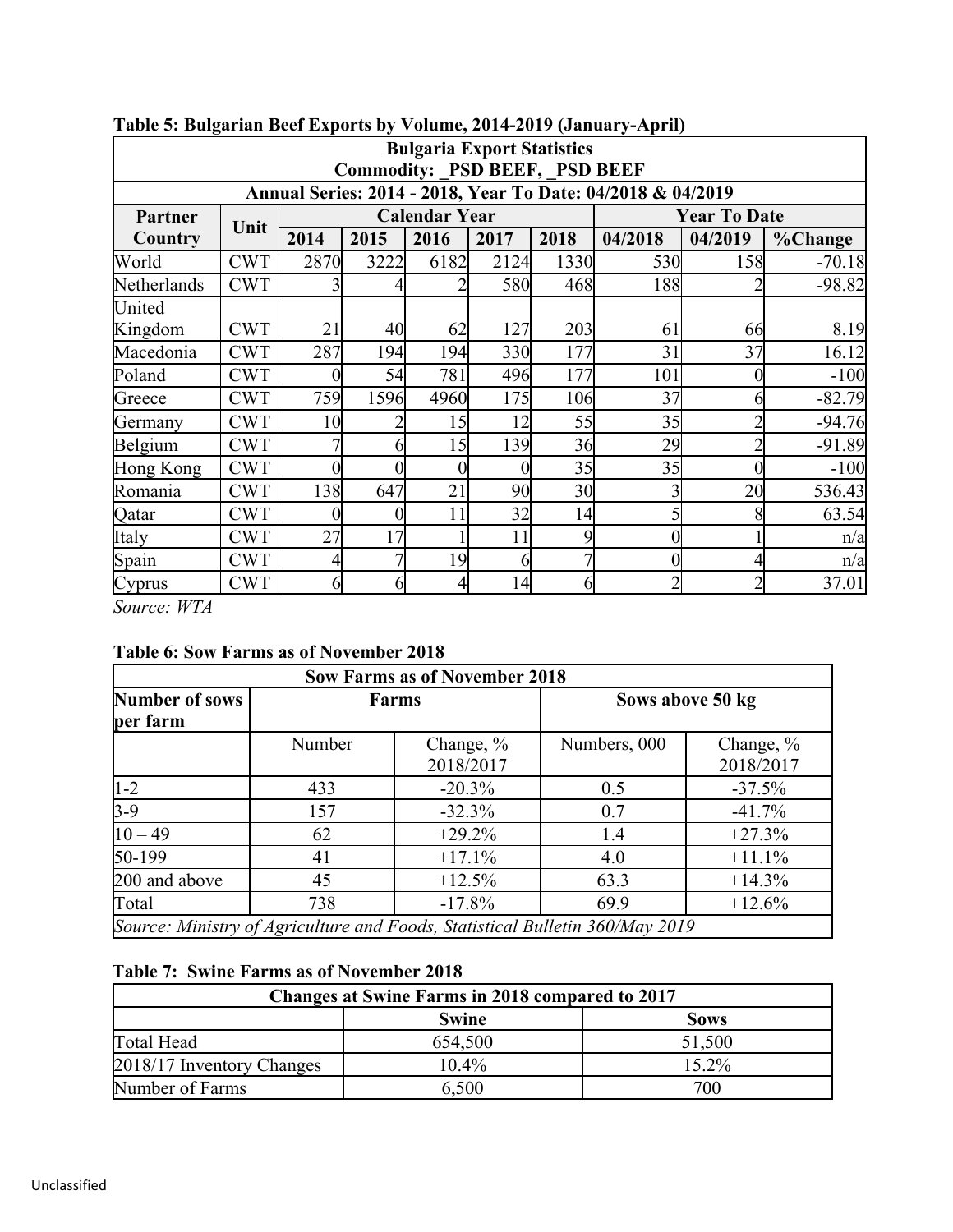**Table 5: Bulgarian Beef Exports by Volume, 2014-2019 (January-April)**

| Bulgaria Export Statistics<br>Commodity: _PSD BEEF, _PSD BEEF<br>Annual Series: 2014 - 2018, Year To Date: 04/2018 & 04/2019 | | | | | | | | | |
|---|---|---|---|---|---|---|---|---|---|
| Partner Country | Unit | Calendar Year | | | | | Year To Date | | |
| | | 2014 | 2015 | 2016 | 2017 | 2018 | 04/2018 | 04/2019 | %Change |
| World | CWT | 2870 | 3222 | 6182 | 2124 | 1330 | 530 | 158 | -70.18 |
| Netherlands | CWT | 3 | 4 | 2 | 580 | 468 | 188 | 2 | -98.82 |
| United Kingdom | CWT | 21 | 40 | 62 | 127 | 203 | 61 | 66 | 8.19 |
| Macedonia | CWT | 287 | 194 | 194 | 330 | 177 | 31 | 37 | 16.12 |
| Poland | CWT | 0 | 54 | 781 | 496 | 177 | 101 | 0 | -100 |
| Greece | CWT | 759 | 1596 | 4960 | 175 | 106 | 37 | 6 | -82.79 |
| Germany | CWT | 10 | 2 | 15 | 12 | 55 | 35 | 2 | -94.76 |
| Belgium | CWT | 7 | 6 | 15 | 139 | 36 | 29 | 2 | -91.89 |
| Hong Kong | CWT | 0 | 0 | 0 | 0 | 35 | 35 | 0 | -100 |
| Romania | CWT | 138 | 647 | 21 | 90 | 30 | 3 | 20 | 536.43 |
| Qatar | CWT | 0 | 0 | 11 | 32 | 14 | 5 | 8 | 63.54 |
| Italy | CWT | 27 | 17 | 1 | 11 | 9 | 0 | 1 | n/a |
| Spain | CWT | 4 | 7 | 19 | 6 | 7 | 0 | 4 | n/a |
| Cyprus | CWT | 6 | 6 | 4 | 14 | 6 | 2 | 2 | 37.01 |

*Source: WTA*

**Table 6: Sow Farms as of November 2018**

| Sow Farms as of November 2018 | | | | |
|---|---|---|---|---|
| Number of sows per farm | Farms | | Sows above 50 kg | |
| | Number | Change, % 2018/2017 | Numbers, 000 | Change, % 2018/2017 |
| 1-2 | 433 | -20.3% | 0.5 | -37.5% |
| 3-9 | 157 | -32.3% | 0.7 | -41.7% |
| 10 – 49 | 62 | +29.2% | 1.4 | +27.3% |
| 50-199 | 41 | +17.1% | 4.0 | +11.1% |
| 200 and above | 45 | +12.5% | 63.3 | +14.3% |
| Total | 738 | -17.8% | 69.9 | +12.6% |

*Source: Ministry of Agriculture and Foods, Statistical Bulletin 360/May 2019*

**Table 7: Swine Farms as of November 2018**

| Changes at Swine Farms in 2018 compared to 2017 | | |
|---|---|---|
| | Swine | Sows |
| Total Head | 654,500 | 51,500 |
| 2018/17 Inventory Changes | 10.4% | 15.2% |
| Number of Farms | 6,500 | 700 |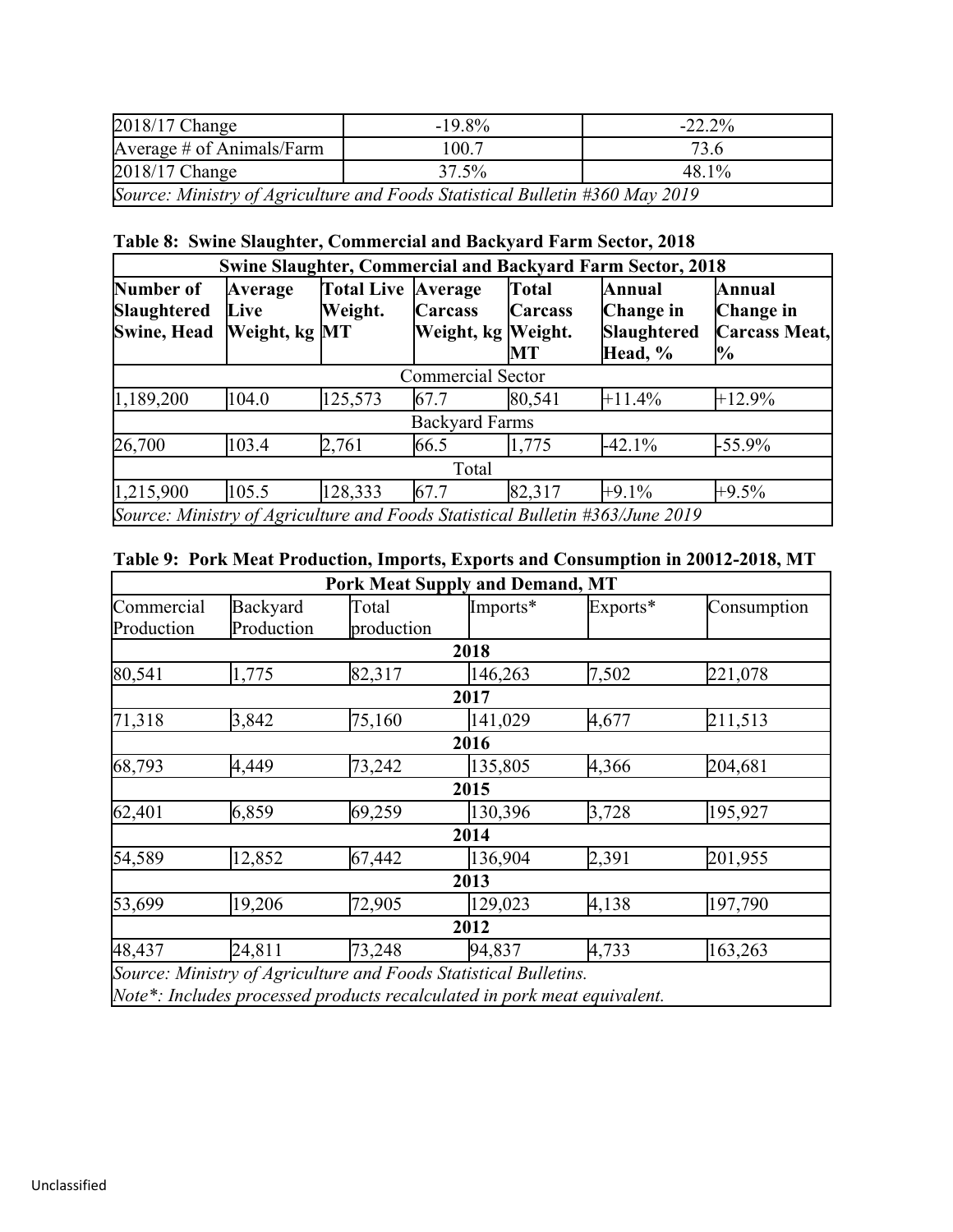| | | |
|---|---|---|
| 2018/17 Change | -19.8% | -22.2% |
| Average # of Animals/Farm | 100.7 | 73.6 |
| 2018/17 Change | 37.5% | 48.1% |
| *Source: Ministry of Agriculture and Foods Statistical Bulletin #360 May 2019* | | |

**Table 8: Swine Slaughter, Commercial and Backyard Farm Sector, 2018**

| **Swine Slaughter, Commercial and Backyard Farm Sector, 2018** | | | | | | |
|---|---|---|---|---|---|---|
| **Number of Slaughtered Swine, Head** | **Average Live Weight, kg** | **Total Live Weight. MT** | **Average Carcass Weight, kg** | **Total Carcass Weight. MT** | **Annual Change in Slaughtered Head, %** | **Annual Change in Carcass Meat, %** |
| Commercial Sector | | | | | | |
| 1,189,200 | 104.0 | 125,573 | 67.7 | 80,541 | +11.4% | +12.9% |
| Backyard Farms | | | | | | |
| 26,700 | 103.4 | 2,761 | 66.5 | 1,775 | -42.1% | -55.9% |
| Total | | | | | | |
| 1,215,900 | 105.5 | 128,333 | 67.7 | 82,317 | +9.1% | +9.5% |
| *Source: Ministry of Agriculture and Foods Statistical Bulletin #363/June 2019* | | | | | | |

**Table 9: Pork Meat Production, Imports, Exports and Consumption in 20012-2018, MT**

| **Pork Meat Supply and Demand, MT** | | | | | |
|---|---|---|---|---|---|
| Commercial Production | Backyard Production | Total production | Imports* | Exports* | Consumption |
| **2018** | | | | | |
| 80,541 | 1,775 | 82,317 | 146,263 | 7,502 | 221,078 |
| **2017** | | | | | |
| 71,318 | 3,842 | 75,160 | 141,029 | 4,677 | 211,513 |
| **2016** | | | | | |
| 68,793 | 4,449 | 73,242 | 135,805 | 4,366 | 204,681 |
| **2015** | | | | | |
| 62,401 | 6,859 | 69,259 | 130,396 | 3,728 | 195,927 |
| **2014** | | | | | |
| 54,589 | 12,852 | 67,442 | 136,904 | 2,391 | 201,955 |
| **2013** | | | | | |
| 53,699 | 19,206 | 72,905 | 129,023 | 4,138 | 197,790 |
| **2012** | | | | | |
| 48,437 | 24,811 | 73,248 | 94,837 | 4,733 | 163,263 |
| *Source: Ministry of Agriculture and Foods Statistical Bulletins.* *Note\*: Includes processed products recalculated in pork meat equivalent.* | | | | | |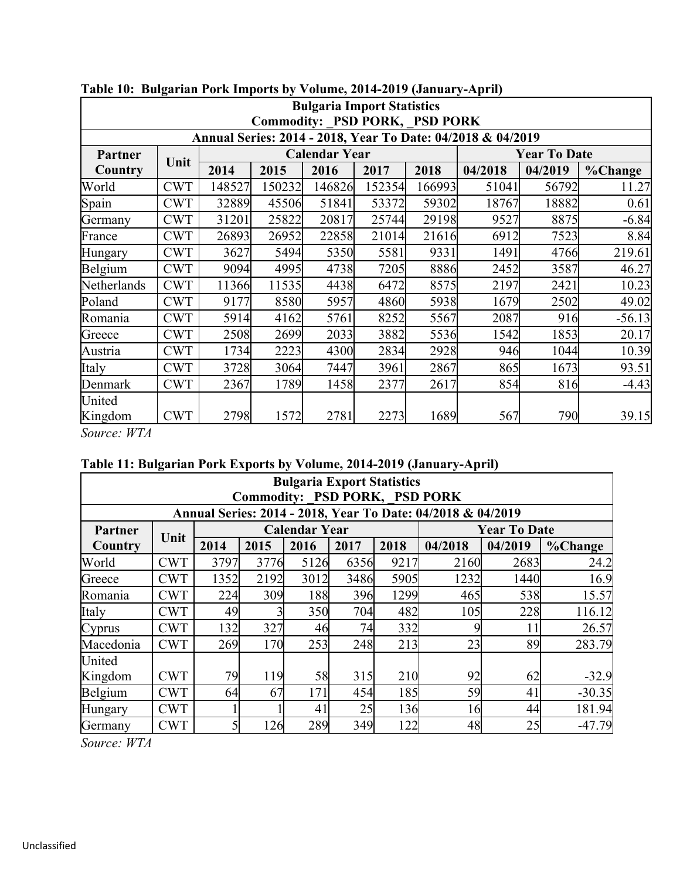**Table 10: Bulgarian Pork Imports by Volume, 2014-2019 (January-April)**

| Bulgaria Import Statistics | | | | | | | | | |
|---|---|---|---|---|---|---|---|---|---|
| Commodity: _PSD PORK, _PSD PORK | | | | | | | | | |
| Annual Series: 2014 - 2018, Year To Date: 04/2018 & 04/2019 | | | | | | | | | |
| Partner Country | Unit | Calendar Year | | | | | Year To Date | | |
| | | 2014 | 2015 | 2016 | 2017 | 2018 | 04/2018 | 04/2019 | %Change |
| World | CWT | 148527 | 150232 | 146826 | 152354 | 166993 | 51041 | 56792 | 11.27 |
| Spain | CWT | 32889 | 45506 | 51841 | 53372 | 59302 | 18767 | 18882 | 0.61 |
| Germany | CWT | 31201 | 25822 | 20817 | 25744 | 29198 | 9527 | 8875 | -6.84 |
| France | CWT | 26893 | 26952 | 22858 | 21014 | 21616 | 6912 | 7523 | 8.84 |
| Hungary | CWT | 3627 | 5494 | 5350 | 5581 | 9331 | 1491 | 4766 | 219.61 |
| Belgium | CWT | 9094 | 4995 | 4738 | 7205 | 8886 | 2452 | 3587 | 46.27 |
| Netherlands | CWT | 11366 | 11535 | 4438 | 6472 | 8575 | 2197 | 2421 | 10.23 |
| Poland | CWT | 9177 | 8580 | 5957 | 4860 | 5938 | 1679 | 2502 | 49.02 |
| Romania | CWT | 5914 | 4162 | 5761 | 8252 | 5567 | 2087 | 916 | -56.13 |
| Greece | CWT | 2508 | 2699 | 2033 | 3882 | 5536 | 1542 | 1853 | 20.17 |
| Austria | CWT | 1734 | 2223 | 4300 | 2834 | 2928 | 946 | 1044 | 10.39 |
| Italy | CWT | 3728 | 3064 | 7447 | 3961 | 2867 | 865 | 1673 | 93.51 |
| Denmark | CWT | 2367 | 1789 | 1458 | 2377 | 2617 | 854 | 816 | -4.43 |
| United Kingdom | CWT | 2798 | 1572 | 2781 | 2273 | 1689 | 567 | 790 | 39.15 |

*Source: WTA*

**Table 11: Bulgarian Pork Exports by Volume, 2014-2019 (January-April)**

| Bulgaria Export Statistics | | | | | | | | | |
|---|---|---|---|---|---|---|---|---|---|
| Commodity: _PSD PORK, _PSD PORK | | | | | | | | | |
| Annual Series: 2014 - 2018, Year To Date: 04/2018 & 04/2019 | | | | | | | | | |
| Partner Country | Unit | Calendar Year | | | | | Year To Date | | |
| | | 2014 | 2015 | 2016 | 2017 | 2018 | 04/2018 | 04/2019 | %Change |
| World | CWT | 3797 | 3776 | 5126 | 6356 | 9217 | 2160 | 2683 | 24.2 |
| Greece | CWT | 1352 | 2192 | 3012 | 3486 | 5905 | 1232 | 1440 | 16.9 |
| Romania | CWT | 224 | 309 | 188 | 396 | 1299 | 465 | 538 | 15.57 |
| Italy | CWT | 49 | 3 | 350 | 704 | 482 | 105 | 228 | 116.12 |
| Cyprus | CWT | 132 | 327 | 46 | 74 | 332 | 9 | 11 | 26.57 |
| Macedonia | CWT | 269 | 170 | 253 | 248 | 213 | 23 | 89 | 283.79 |
| United Kingdom | CWT | 79 | 119 | 58 | 315 | 210 | 92 | 62 | -32.9 |
| Belgium | CWT | 64 | 67 | 171 | 454 | 185 | 59 | 41 | -30.35 |
| Hungary | CWT | 1 | 1 | 41 | 25 | 136 | 16 | 44 | 181.94 |
| Germany | CWT | 5 | 126 | 289 | 349 | 122 | 48 | 25 | -47.79 |

*Source: WTA*